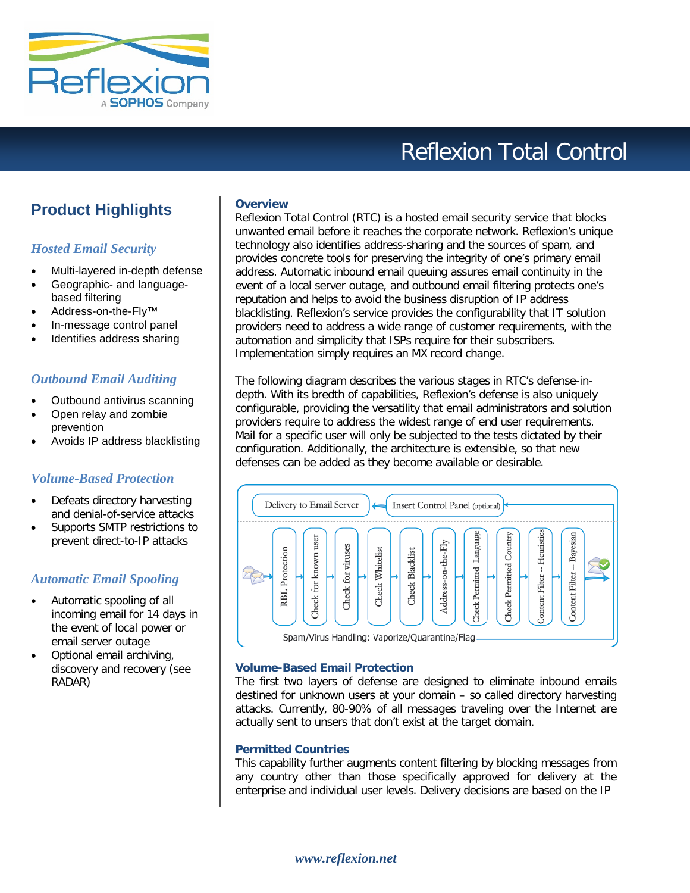# Reflexion Total Control

## Product Highlights

### *Hosted Email Security*

- Multi-layered in-depth defense
- Geographic- and language-based filtering
- Address-on-the-Fly™
- In-message control panel
- Identifies address sharing

### *Outbound Email Auditing*

- Outbound antivirus scanning
- Open relay and zombie prevention
- Avoids IP address blacklisting

### *Volume-Based Protection*

- Defeats directory harvesting and denial-of-service attacks
- Supports SMTP restrictions to prevent direct-to-IP attacks

### *Automatic Email Spooling*

- Automatic spooling of all incoming email for 14 days in the event of local power or email server outage
- Optional email archiving, discovery and recovery (see RADAR)

### Overview

Reflexion Total Control (RTC) is a hosted email security service that blocks unwanted email before it reaches the corporate network. Reflexion's unique technology also identifies address-sharing and the sources of spam, and provides concrete tools for preserving the integrity of one's primary email address. Automatic inbound email queuing assures email continuity in the event of a local server outage, and outbound email filtering protects one's reputation and helps to avoid the business disruption of IP address blacklisting. Reflexion's service provides the configurability that IT solution providers need to address a wide range of customer requirements, with the automation and simplicity that ISPs require for their subscribers. Implementation simply requires an MX record change.

The following diagram describes the various stages in RTC's defense-in-depth. With its bredth of capabilities, Reflexion's defense is also uniquely configurable, providing the versatility that email administrators and solution providers require to address the widest range of end user requirements. Mail for a specific user will only be subjected to the tests dictated by their configuration. Additionally, the architecture is extensible, so that new defenses can be added as they become available or desirable.

Delivery to Email Server ← Insert Control Panel (optional)

RBL Protection → Check for known user → Check for viruses → Check Whitelist → Check Blacklist → Address-on-the-Fly → Check Permitted Language → Check Permitted Country → Content Filter – Heuristics → Content Filter – Bayesian

Spam/Virus Handling: Vaporize/Quarantine/Flag

### Volume-Based Email Protection

The first two layers of defense are designed to eliminate inbound emails destined for unknown users at your domain – so called directory harvesting attacks. Currently, 80-90% of all messages traveling over the Internet are actually sent to unsers that don't exist at the target domain.

### Permitted Countries

This capability further augments content filtering by blocking messages from any country other than those specifically approved for delivery at the enterprise and individual user levels. Delivery decisions are based on the IP

*www.reflexion.net*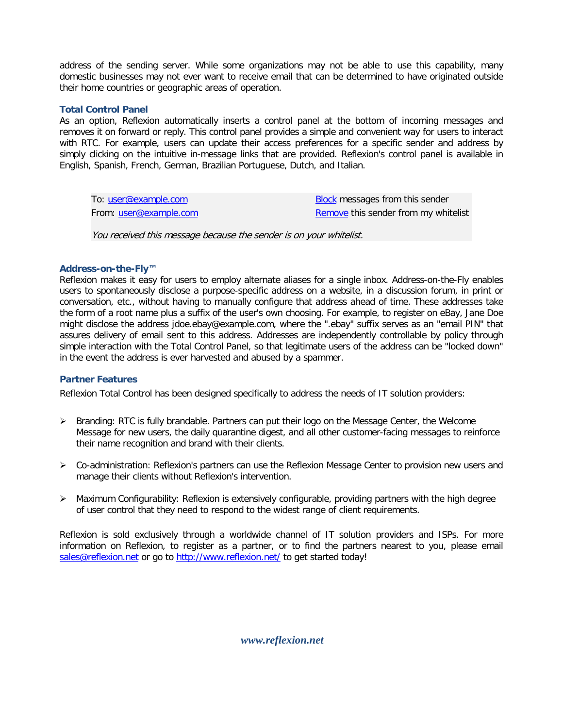address of the sending server. While some organizations may not be able to use this capability, many domestic businesses may not ever want to receive email that can be determined to have originated outside their home countries or geographic areas of operation.

### Total Control Panel

As an option, Reflexion automatically inserts a control panel at the bottom of incoming messages and removes it on forward or reply. This control panel provides a simple and convenient way for users to interact with RTC. For example, users can update their access preferences for a specific sender and address by simply clicking on the intuitive in-message links that are provided. Reflexion's control panel is available in English, Spanish, French, German, Brazilian Portuguese, Dutch, and Italian.

| | |
|---|---|
| To: user@example.com | Block messages from this sender |
| From: user@example.com | Remove this sender from my whitelist |

*You received this message because the sender is on your whitelist.*

### Address-on-the-Fly™

Reflexion makes it easy for users to employ alternate aliases for a single inbox. Address-on-the-Fly enables users to spontaneously disclose a purpose-specific address on a website, in a discussion forum, in print or conversation, etc., without having to manually configure that address ahead of time. These addresses take the form of a root name plus a suffix of the user's own choosing. For example, to register on eBay, Jane Doe might disclose the address jdoe.ebay@example.com, where the ".ebay" suffix serves as an "email PIN" that assures delivery of email sent to this address. Addresses are independently controllable by policy through simple interaction with the Total Control Panel, so that legitimate users of the address can be "locked down" in the event the address is ever harvested and abused by a spammer.

### Partner Features

Reflexion Total Control has been designed specifically to address the needs of IT solution providers:

- Branding: RTC is fully brandable. Partners can put their logo on the Message Center, the Welcome Message for new users, the daily quarantine digest, and all other customer-facing messages to reinforce their name recognition and brand with their clients.
- Co-administration: Reflexion's partners can use the Reflexion Message Center to provision new users and manage their clients without Reflexion's intervention.
- Maximum Configurability: Reflexion is extensively configurable, providing partners with the high degree of user control that they need to respond to the widest range of client requirements.

Reflexion is sold exclusively through a worldwide channel of IT solution providers and ISPs. For more information on Reflexion, to register as a partner, or to find the partners nearest to you, please email sales@reflexion.net or go to http://www.reflexion.net/ to get started today!

***www.reflexion.net***